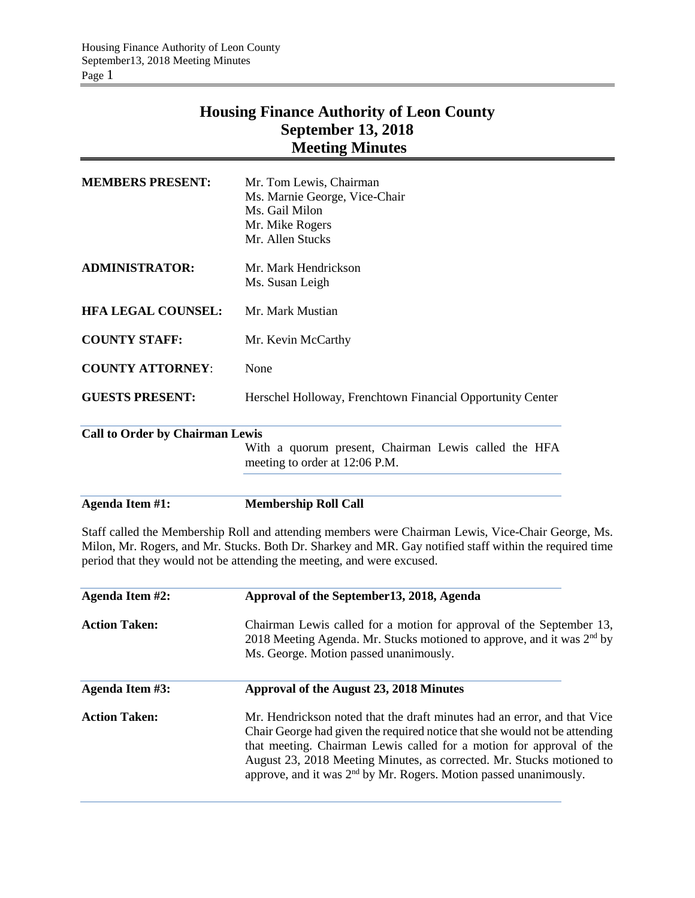# Housing Finance Authority of Leon County
# September 13, 2018
# Meeting Minutes

| | |
|---|---|
| **MEMBERS PRESENT:** | Mr. Tom Lewis, Chairman<br>Ms. Marnie George, Vice-Chair<br>Ms. Gail Milon<br>Mr. Mike Rogers<br>Mr. Allen Stucks |
| **ADMINISTRATOR:** | Mr. Mark Hendrickson<br>Ms. Susan Leigh |
| **HFA LEGAL COUNSEL:** | Mr. Mark Mustian |
| **COUNTY STAFF:** | Mr. Kevin McCarthy |
| **COUNTY ATTORNEY**: | None |
| **GUESTS PRESENT:** | Herschel Holloway, Frenchtown Financial Opportunity Center |

**Call to Order by Chairman Lewis**

With a quorum present, Chairman Lewis called the HFA meeting to order at 12:06 P.M.

**Agenda Item #1: Membership Roll Call**

Staff called the Membership Roll and attending members were Chairman Lewis, Vice-Chair George, Ms. Milon, Mr. Rogers, and Mr. Stucks. Both Dr. Sharkey and MR. Gay notified staff within the required time period that they would not be attending the meeting, and were excused.

**Agenda Item #2: Approval of the September13, 2018, Agenda**

**Action Taken:** Chairman Lewis called for a motion for approval of the September 13, 2018 Meeting Agenda. Mr. Stucks motioned to approve, and it was 2nd by Ms. George. Motion passed unanimously.

**Agenda Item #3: Approval of the August 23, 2018 Minutes**

**Action Taken:** Mr. Hendrickson noted that the draft minutes had an error, and that Vice Chair George had given the required notice that she would not be attending that meeting. Chairman Lewis called for a motion for approval of the August 23, 2018 Meeting Minutes, as corrected. Mr. Stucks motioned to approve, and it was 2nd by Mr. Rogers. Motion passed unanimously.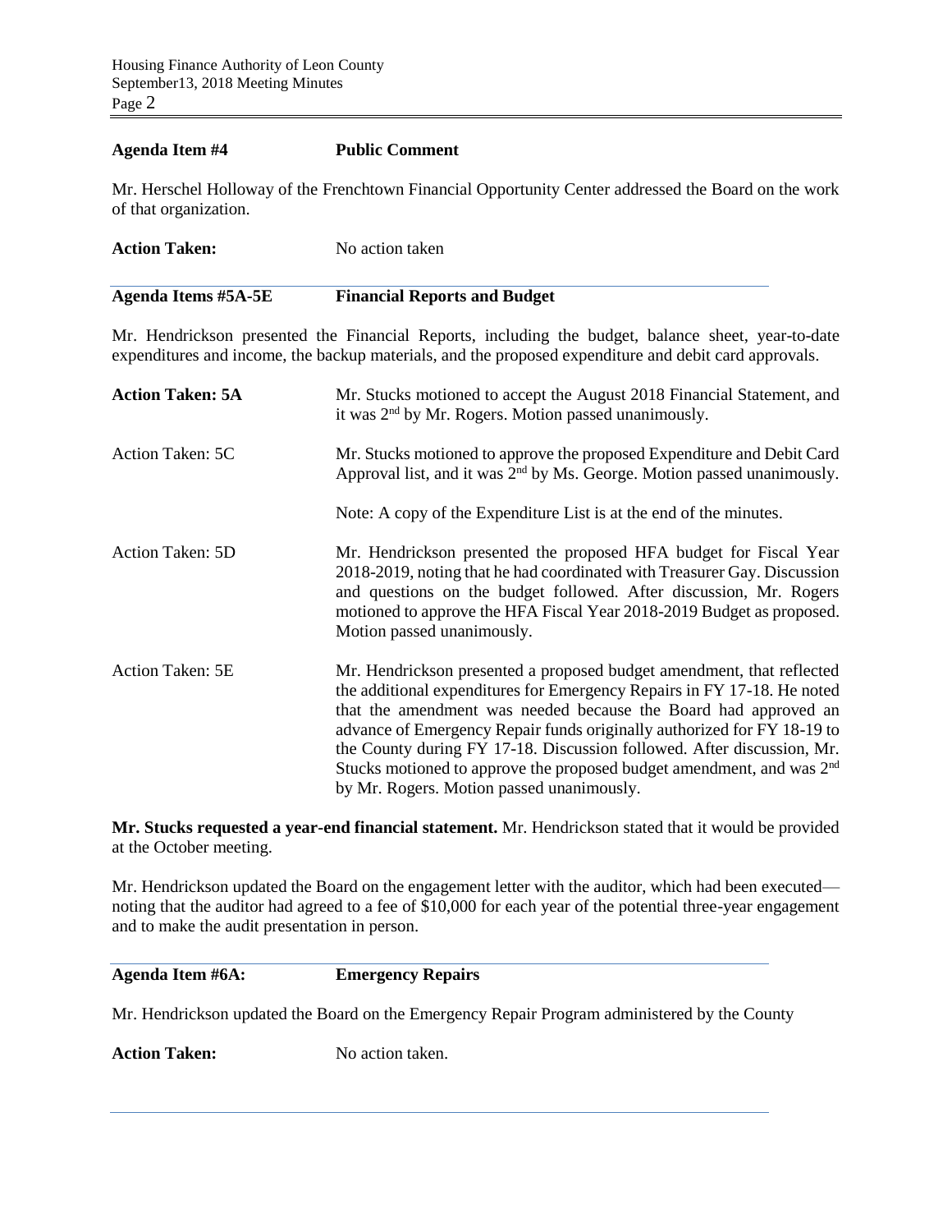**Agenda Item #4** **Public Comment**

Mr. Herschel Holloway of the Frenchtown Financial Opportunity Center addressed the Board on the work of that organization.

**Action Taken:** No action taken

**Agenda Items #5A-5E** **Financial Reports and Budget**

Mr. Hendrickson presented the Financial Reports, including the budget, balance sheet, year-to-date expenditures and income, the backup materials, and the proposed expenditure and debit card approvals.

**Action Taken: 5A** Mr. Stucks motioned to accept the August 2018 Financial Statement, and it was 2nd by Mr. Rogers. Motion passed unanimously.

Action Taken: 5C Mr. Stucks motioned to approve the proposed Expenditure and Debit Card Approval list, and it was 2nd by Ms. George. Motion passed unanimously.

Note: A copy of the Expenditure List is at the end of the minutes.

Action Taken: 5D Mr. Hendrickson presented the proposed HFA budget for Fiscal Year 2018-2019, noting that he had coordinated with Treasurer Gay. Discussion and questions on the budget followed. After discussion, Mr. Rogers motioned to approve the HFA Fiscal Year 2018-2019 Budget as proposed. Motion passed unanimously.

Action Taken: 5E Mr. Hendrickson presented a proposed budget amendment, that reflected the additional expenditures for Emergency Repairs in FY 17-18. He noted that the amendment was needed because the Board had approved an advance of Emergency Repair funds originally authorized for FY 18-19 to the County during FY 17-18. Discussion followed. After discussion, Mr. Stucks motioned to approve the proposed budget amendment, and was 2nd by Mr. Rogers. Motion passed unanimously.

**Mr. Stucks requested a year-end financial statement.** Mr. Hendrickson stated that it would be provided at the October meeting.

Mr. Hendrickson updated the Board on the engagement letter with the auditor, which had been executed—noting that the auditor had agreed to a fee of $10,000 for each year of the potential three-year engagement and to make the audit presentation in person.

**Agenda Item #6A:** **Emergency Repairs**

Mr. Hendrickson updated the Board on the Emergency Repair Program administered by the County

**Action Taken:** No action taken.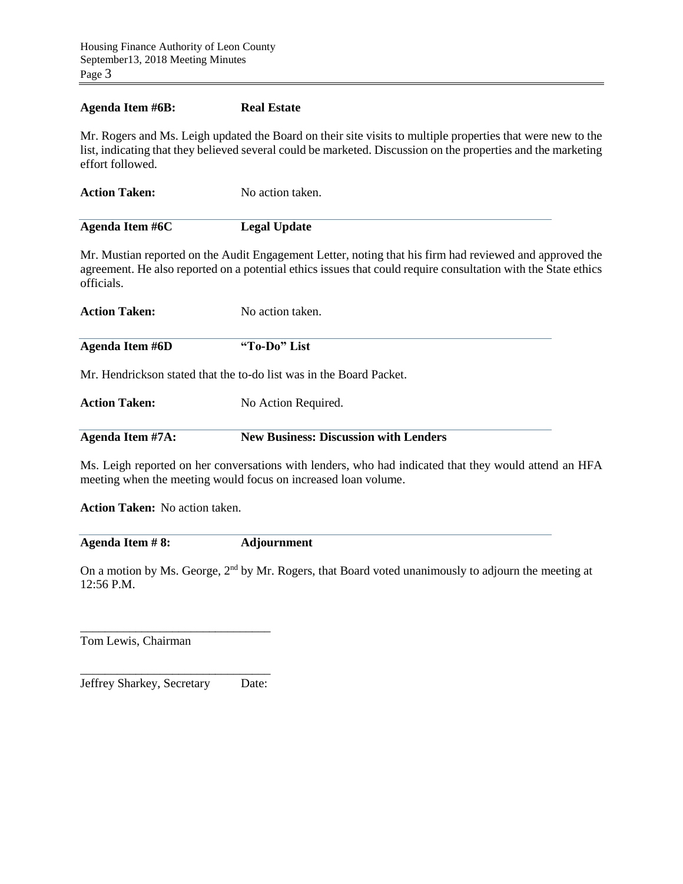**Agenda Item #6B: Real Estate**

Mr. Rogers and Ms. Leigh updated the Board on their site visits to multiple properties that were new to the list, indicating that they believed several could be marketed. Discussion on the properties and the marketing effort followed.

**Action Taken:** No action taken.

**Agenda Item #6C Legal Update**

Mr. Mustian reported on the Audit Engagement Letter, noting that his firm had reviewed and approved the agreement. He also reported on a potential ethics issues that could require consultation with the State ethics officials.

**Action Taken:** No action taken.

**Agenda Item #6D "To-Do" List**

Mr. Hendrickson stated that the to-do list was in the Board Packet.

**Action Taken:** No Action Required.

**Agenda Item #7A: New Business: Discussion with Lenders**

Ms. Leigh reported on her conversations with lenders, who had indicated that they would attend an HFA meeting when the meeting would focus on increased loan volume.

**Action Taken:** No action taken.

**Agenda Item # 8: Adjournment**

On a motion by Ms. George, 2nd by Mr. Rogers, that Board voted unanimously to adjourn the meeting at 12:56 P.M.

\_\_\_\_\_\_\_\_\_\_\_\_\_\_\_\_\_\_\_\_\_\_\_\_\_\_\_\_\_\_
Tom Lewis, Chairman

\_\_\_\_\_\_\_\_\_\_\_\_\_\_\_\_\_\_\_\_\_\_\_\_\_\_\_\_\_\_
Jeffrey Sharkey, Secretary Date: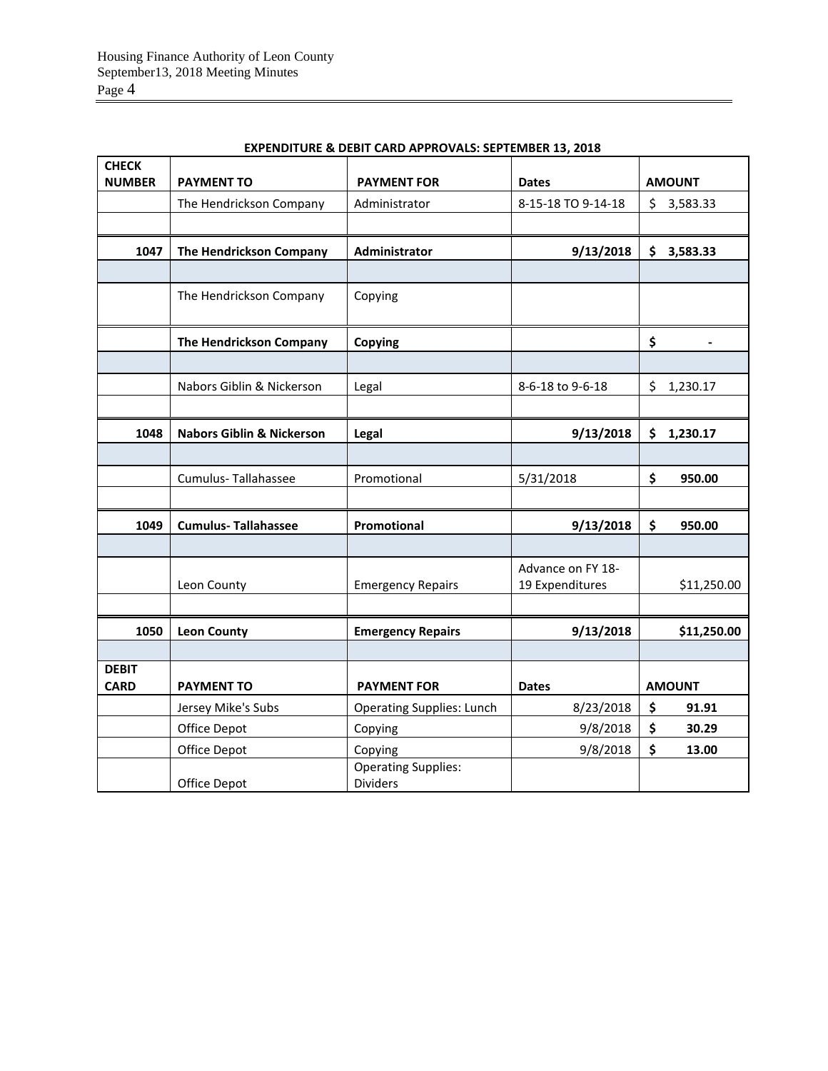**EXPENDITURE & DEBIT CARD APPROVALS: SEPTEMBER 13, 2018**

| CHECK NUMBER | PAYMENT TO | PAYMENT FOR | Dates | AMOUNT |
|---|---|---|---|---|
| | The Hendrickson Company | Administrator | 8-15-18 TO 9-14-18 | $ 3,583.33 |
| | | | | |
| **1047** | **The Hendrickson Company** | **Administrator** | **9/13/2018** | **$ 3,583.33** |
| | | | | |
| | The Hendrickson Company | Copying | | |
| | **The Hendrickson Company** | **Copying** | | **$ -** |
| | | | | |
| | Nabors Giblin & Nickerson | Legal | 8-6-18 to 9-6-18 | $ 1,230.17 |
| | | | | |
| **1048** | **Nabors Giblin & Nickerson** | **Legal** | **9/13/2018** | **$ 1,230.17** |
| | | | | |
| | Cumulus- Tallahassee | Promotional | 5/31/2018 | **$ 950.00** |
| | | | | |
| **1049** | **Cumulus- Tallahassee** | **Promotional** | **9/13/2018** | **$ 950.00** |
| | | | | |
| | Leon County | Emergency Repairs | Advance on FY 18-19 Expenditures | $11,250.00 |
| | | | | |
| **1050** | **Leon County** | **Emergency Repairs** | **9/13/2018** | **$11,250.00** |
| | | | | |
| **DEBIT CARD** | **PAYMENT TO** | **PAYMENT FOR** | **Dates** | **AMOUNT** |
| | Jersey Mike's Subs | Operating Supplies: Lunch | 8/23/2018 | **$ 91.91** |
| | Office Depot | Copying | 9/8/2018 | **$ 30.29** |
| | Office Depot | Copying | 9/8/2018 | **$ 13.00** |
| | Office Depot | Operating Supplies: Dividers | | |